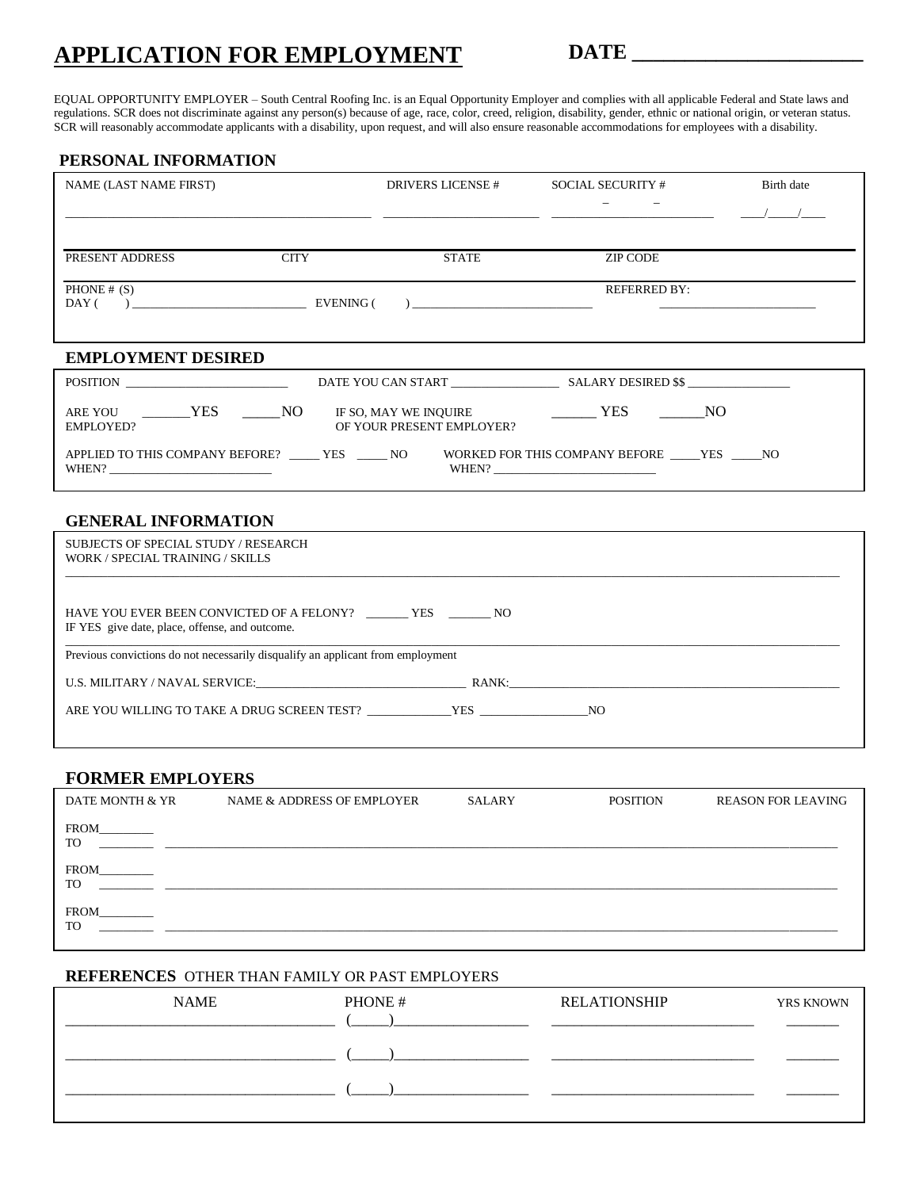# APPLICATION FOR EMPLOYMENT

**DATE ____________________**

EQUAL OPPORTUNITY EMPLOYER – South Central Roofing Inc. is an Equal Opportunity Employer and complies with all applicable Federal and State laws and regulations. SCR does not discriminate against any person(s) because of age, race, color, creed, religion, disability, gender, ethnic or national origin, or veteran status. SCR will reasonably accommodate applicants with a disability, upon request, and will also ensure reasonable accommodations for employees with a disability.

## PERSONAL INFORMATION

| NAME (LAST NAME FIRST) | DRIVERS LICENSE # | SOCIAL SECURITY # | Birth date |
|---|---|---|---|
| ______________________ | ______________________ | ___ – ___ – ___ | ____/_____/____ |

| PRESENT ADDRESS | CITY | STATE | ZIP CODE |
|---|---|---|---|
| | | | |

PHONE # (S)
DAY (    ) ____________________ EVENING (    ) ____________________

REFERRED BY: ____________________

## EMPLOYMENT DESIRED

POSITION ____________________ DATE YOU CAN START ______________ SALARY DESIRED $$ ______________

ARE YOU EMPLOYED? _______YES _____NO IF SO, MAY WE INQUIRE OF YOUR PRESENT EMPLOYER? ______ YES ______NO

APPLIED TO THIS COMPANY BEFORE? _____ YES _____ NO WHEN? ____________________

WORKED FOR THIS COMPANY BEFORE _____YES _____NO WHEN? ____________________

## GENERAL INFORMATION

SUBJECTS OF SPECIAL STUDY / RESEARCH
WORK / SPECIAL TRAINING / SKILLS
________________________________________________________________________________

HAVE YOU EVER BEEN CONVICTED OF A FELONY? _______ YES _______ NO
IF YES give date, place, offense, and outcome.
________________________________________________________________________________

Previous convictions do not necessarily disqualify an applicant from employment

U.S. MILITARY / NAVAL SERVICE:____________________ RANK:____________________

ARE YOU WILLING TO TAKE A DRUG SCREEN TEST? _____________YES _________________NO

## FORMER EMPLOYERS

| DATE MONTH & YR | NAME & ADDRESS OF EMPLOYER | SALARY | POSITION | REASON FOR LEAVING |
|---|---|---|---|---|
| FROM________ TO ________ | | | | |
| FROM________ TO ________ | | | | |
| FROM________ TO ________ | | | | |

## REFERENCES OTHER THAN FAMILY OR PAST EMPLOYERS

| NAME | PHONE # | RELATIONSHIP | YRS KNOWN |
|---|---|---|---|
| ____________________ | (_____)______________ | ____________________ | _______ |
| ____________________ | (_____)______________ | ____________________ | _______ |
| ____________________ | (_____)______________ | ____________________ | _______ |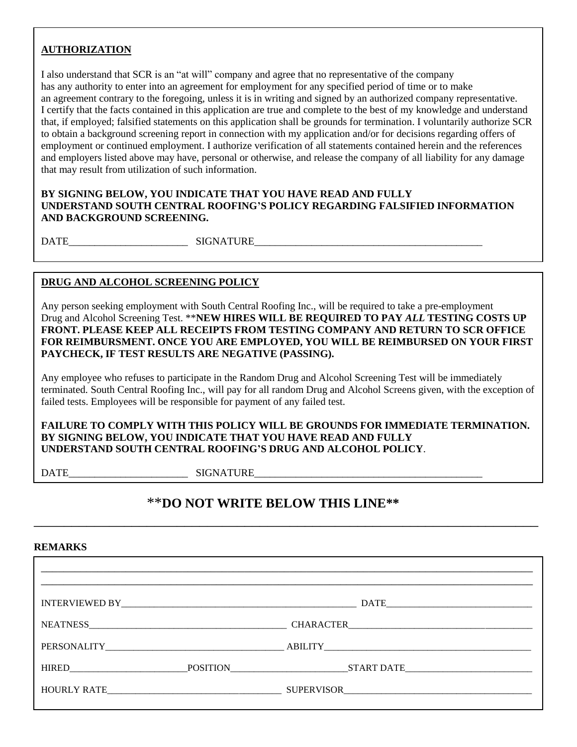**AUTHORIZATION**

I also understand that SCR is an "at will" company and agree that no representative of the company has any authority to enter into an agreement for employment for any specified period of time or to make an agreement contrary to the foregoing, unless it is in writing and signed by an authorized company representative. I certify that the facts contained in this application are true and complete to the best of my knowledge and understand that, if employed; falsified statements on this application shall be grounds for termination. I voluntarily authorize SCR to obtain a background screening report in connection with my application and/or for decisions regarding offers of employment or continued employment. I authorize verification of all statements contained herein and the references and employers listed above may have, personal or otherwise, and release the company of all liability for any damage that may result from utilization of such information.

**BY SIGNING BELOW, YOU INDICATE THAT YOU HAVE READ AND FULLY UNDERSTAND SOUTH CENTRAL ROOFING'S POLICY REGARDING FALSIFIED INFORMATION AND BACKGROUND SCREENING.**

DATE_______________________ SIGNATURE_____________________________________________

**DRUG AND ALCOHOL SCREENING POLICY**

Any person seeking employment with South Central Roofing Inc., will be required to take a pre-employment Drug and Alcohol Screening Test. ****NEW HIRES WILL BE REQUIRED TO PAY *ALL* TESTING COSTS UP FRONT. PLEASE KEEP ALL RECEIPTS FROM TESTING COMPANY AND RETURN TO SCR OFFICE FOR REIMBURSMENT. ONCE YOU ARE EMPLOYED, YOU WILL BE REIMBURSED ON YOUR FIRST PAYCHECK, IF TEST RESULTS ARE NEGATIVE (PASSING).**

Any employee who refuses to participate in the Random Drug and Alcohol Screening Test will be immediately terminated. South Central Roofing Inc., will pay for all random Drug and Alcohol Screens given, with the exception of failed tests. Employees will be responsible for payment of any failed test.

**FAILURE TO COMPLY WITH THIS POLICY WILL BE GROUNDS FOR IMMEDIATE TERMINATION. BY SIGNING BELOW, YOU INDICATE THAT YOU HAVE READ AND FULLY UNDERSTAND SOUTH CENTRAL ROOFING'S DRUG AND ALCOHOL POLICY**.

DATE_______________________ SIGNATURE_____________________________________________

## **DO NOT WRITE BELOW THIS LINE**

---

**REMARKS**

______________________________________________________________________________

______________________________________________________________________________

INTERVIEWED BY_____________________________________________ DATE____________________________

NEATNESS________________________________________ CHARACTER_____________________________________

PERSONALITY____________________________________ ABILITY__________________________________________

HIRED________________________POSITION________________________START DATE__________________________

HOURLY RATE___________________________________ SUPERVISOR______________________________________